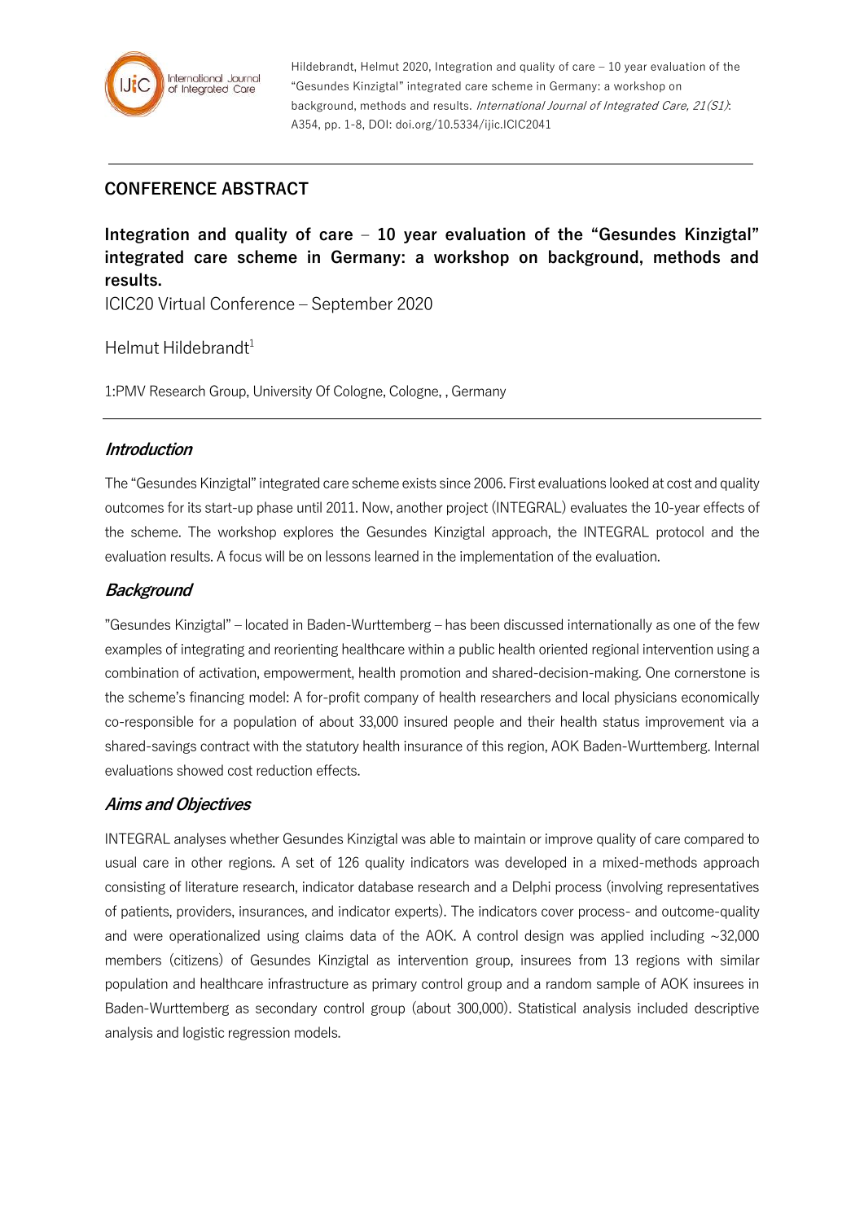Hildebrandt, Helmut 2020, Integration and quality of care – 10 year evaluation of the "Gesundes Kinzigtal" integrated care scheme in Germany: a workshop on background, methods and results. *International Journal of Integrated Care, 21(S1)*: A354, pp. 1-8, DOI: doi.org/10.5334/ijic.ICIC2041

**CONFERENCE ABSTRACT**

# Integration and quality of care – 10 year evaluation of the "Gesundes Kinzigtal" integrated care scheme in Germany: a workshop on background, methods and results.

ICIC20 Virtual Conference – September 2020

Helmut Hildebrandt[1]

1:PMV Research Group, University Of Cologne, Cologne, , Germany

## *Introduction*

The "Gesundes Kinzigtal" integrated care scheme exists since 2006. First evaluations looked at cost and quality outcomes for its start-up phase until 2011. Now, another project (INTEGRAL) evaluates the 10-year effects of the scheme. The workshop explores the Gesundes Kinzigtal approach, the INTEGRAL protocol and the evaluation results. A focus will be on lessons learned in the implementation of the evaluation.

## *Background*

"Gesundes Kinzigtal" – located in Baden-Wurttemberg – has been discussed internationally as one of the few examples of integrating and reorienting healthcare within a public health oriented regional intervention using a combination of activation, empowerment, health promotion and shared-decision-making. One cornerstone is the scheme's financing model: A for-profit company of health researchers and local physicians economically co-responsible for a population of about 33,000 insured people and their health status improvement via a shared-savings contract with the statutory health insurance of this region, AOK Baden-Wurttemberg. Internal evaluations showed cost reduction effects.

## *Aims and Objectives*

INTEGRAL analyses whether Gesundes Kinzigtal was able to maintain or improve quality of care compared to usual care in other regions. A set of 126 quality indicators was developed in a mixed-methods approach consisting of literature research, indicator database research and a Delphi process (involving representatives of patients, providers, insurances, and indicator experts). The indicators cover process- and outcome-quality and were operationalized using claims data of the AOK. A control design was applied including ~32,000 members (citizens) of Gesundes Kinzigtal as intervention group, insurees from 13 regions with similar population and healthcare infrastructure as primary control group and a random sample of AOK insurees in Baden-Wurttemberg as secondary control group (about 300,000). Statistical analysis included descriptive analysis and logistic regression models.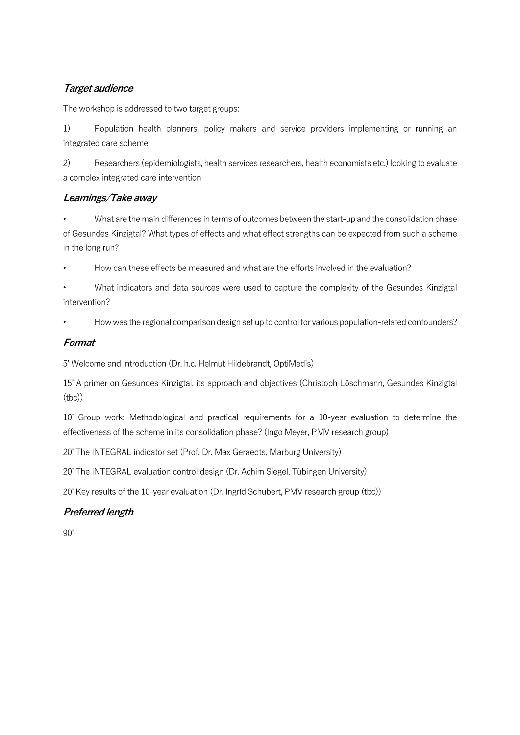### *Target audience*

The workshop is addressed to two target groups:

1) Population health planners, policy makers and service providers implementing or running an integrated care scheme

2) Researchers (epidemiologists, health services researchers, health economists etc.) looking to evaluate a complex integrated care intervention

### *Learnings/Take away*

- What are the main differences in terms of outcomes between the start-up and the consolidation phase of Gesundes Kinzigtal? What types of effects and what effect strengths can be expected from such a scheme in the long run?
- How can these effects be measured and what are the efforts involved in the evaluation?
- What indicators and data sources were used to capture the complexity of the Gesundes Kinzigtal intervention?
- How was the regional comparison design set up to control for various population-related confounders?

### *Format*

5' Welcome and introduction (Dr. h.c. Helmut Hildebrandt, OptiMedis)

15' A primer on Gesundes Kinzigtal, its approach and objectives (Christoph Löschmann, Gesundes Kinzigtal (tbc))

10' Group work: Methodological and practical requirements for a 10-year evaluation to determine the effectiveness of the scheme in its consolidation phase? (Ingo Meyer, PMV research group)

20' The INTEGRAL indicator set (Prof. Dr. Max Geraedts, Marburg University)

20' The INTEGRAL evaluation control design (Dr. Achim Siegel, Tübingen University)

20' Key results of the 10-year evaluation (Dr. Ingrid Schubert, PMV research group (tbc))

### *Preferred length*

90'